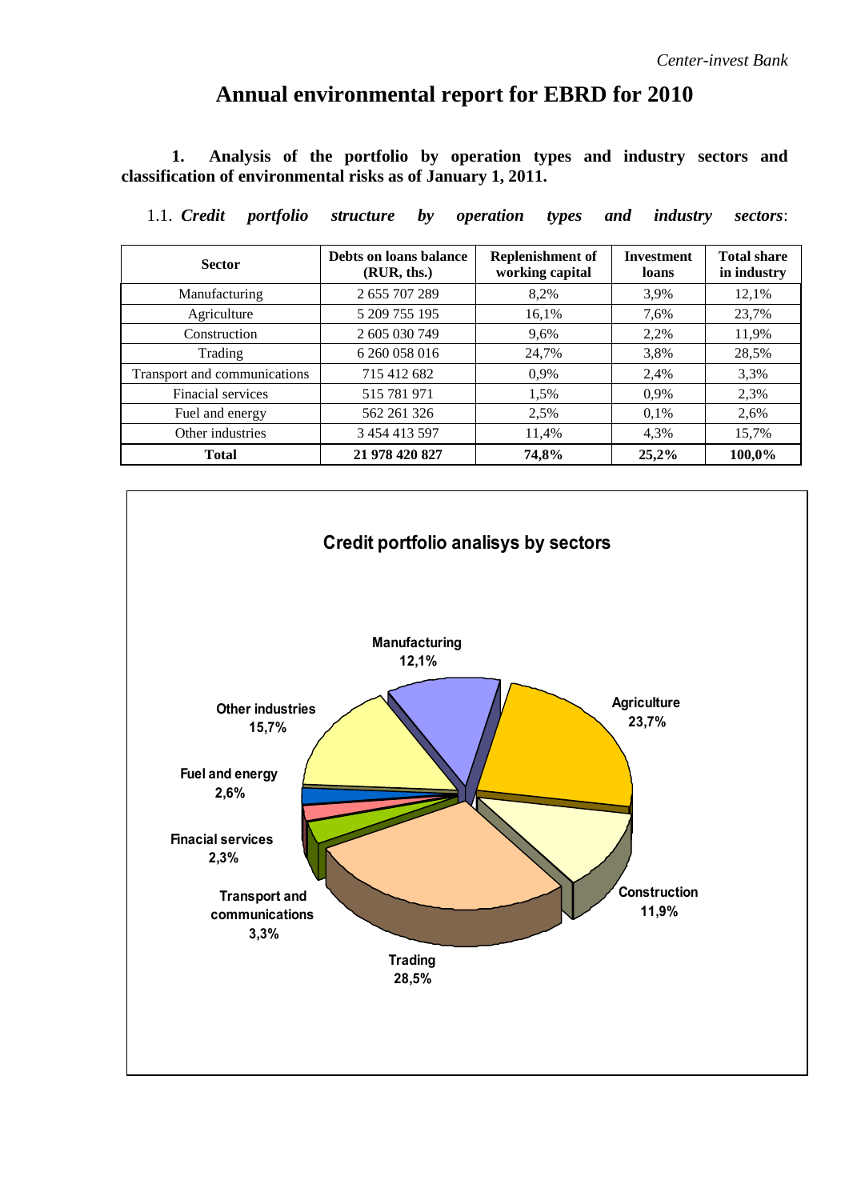# Annual environmental report for EBRD for 2010

**1. Analysis of the portfolio by operation types and industry sectors and classification of environmental risks as of January 1, 2011.**

1.1. ***Credit portfolio structure by operation types and industry sectors***:

| Sector | Debts on loans balance (RUR, ths.) | Replenishment of working capital | Investment loans | Total share in industry |
|---|---|---|---|---|
| Manufacturing | 2 655 707 289 | 8,2% | 3,9% | 12,1% |
| Agriculture | 5 209 755 195 | 16,1% | 7,6% | 23,7% |
| Construction | 2 605 030 749 | 9,6% | 2,2% | 11,9% |
| Trading | 6 260 058 016 | 24,7% | 3,8% | 28,5% |
| Transport and communications | 715 412 682 | 0,9% | 2,4% | 3,3% |
| Finacial services | 515 781 971 | 1,5% | 0,9% | 2,3% |
| Fuel and energy | 562 261 326 | 2,5% | 0,1% | 2,6% |
| Other industries | 3 454 413 597 | 11,4% | 4,3% | 15,7% |
| **Total** | **21 978 420 827** | **74,8%** | **25,2%** | **100,0%** |

**Credit portfolio analisys by sectors**

- Manufacturing 12,1%
- Agriculture 23,7%
- Construction 11,9%
- Trading 28,5%
- Transport and communications 3,3%
- Finacial services 2,3%
- Fuel and energy 2,6%
- Other industries 15,7%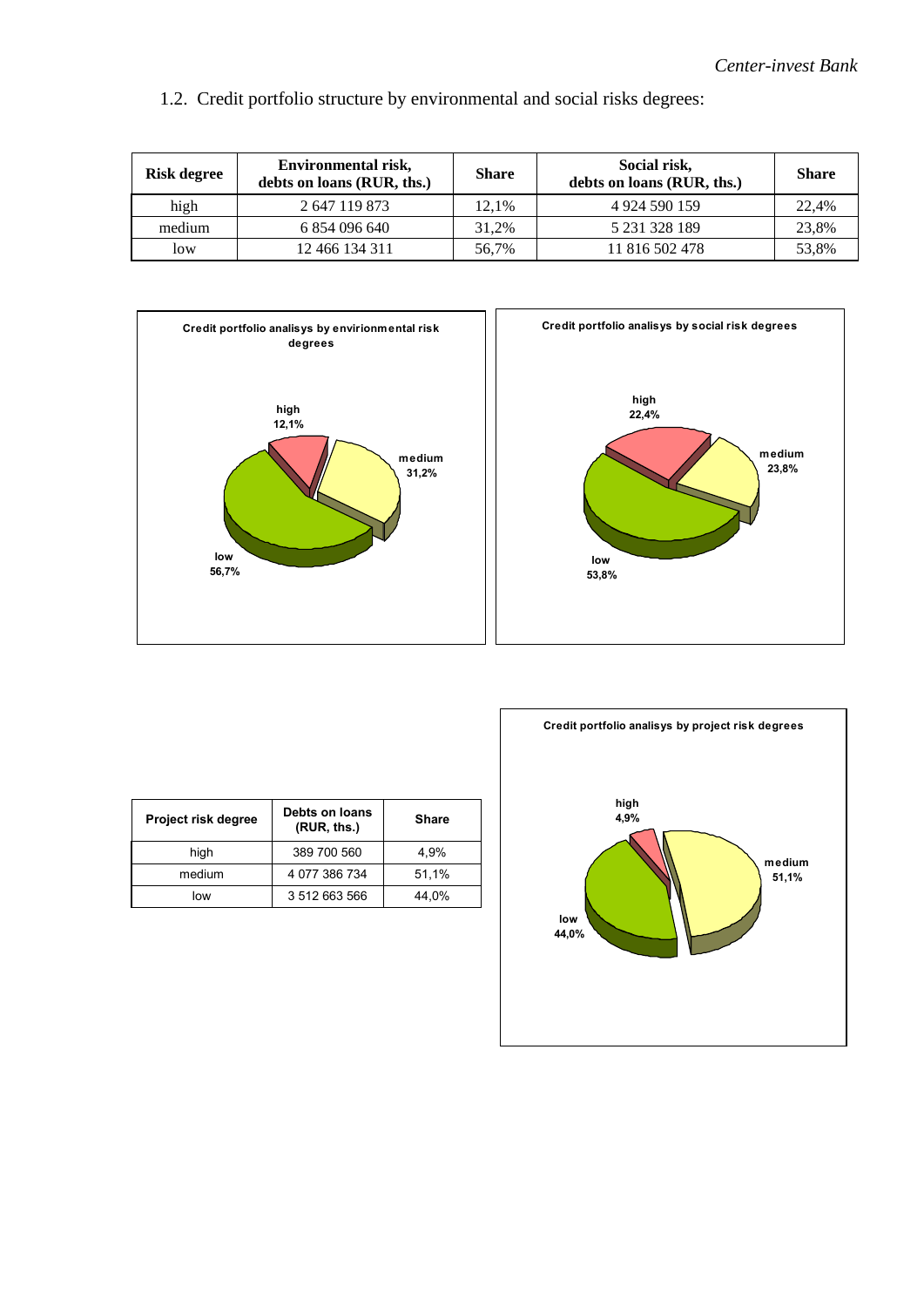1.2. Credit portfolio structure by environmental and social risks degrees:

| Risk degree | Environmental risk, debts on loans (RUR, ths.) | Share | Social risk, debts on loans (RUR, ths.) | Share |
|---|---|---|---|---|
| high | 2 647 119 873 | 12,1% | 4 924 590 159 | 22,4% |
| medium | 6 854 096 640 | 31,2% | 5 231 328 189 | 23,8% |
| low | 12 466 134 311 | 56,7% | 11 816 502 478 | 53,8% |

**Credit portfolio analisys by envirionmental risk degrees**

high 12,1%
medium 31,2%
low 56,7%

**Credit portfolio analisys by social risk degrees**

high 22,4%
medium 23,8%
low 53,8%

| Project risk degree | Debts on loans (RUR, ths.) | Share |
|---|---|---|
| high | 389 700 560 | 4,9% |
| medium | 4 077 386 734 | 51,1% |
| low | 3 512 663 566 | 44,0% |

**Credit portfolio analisys by project risk degrees**

high 4,9%
medium 51,1%
low 44,0%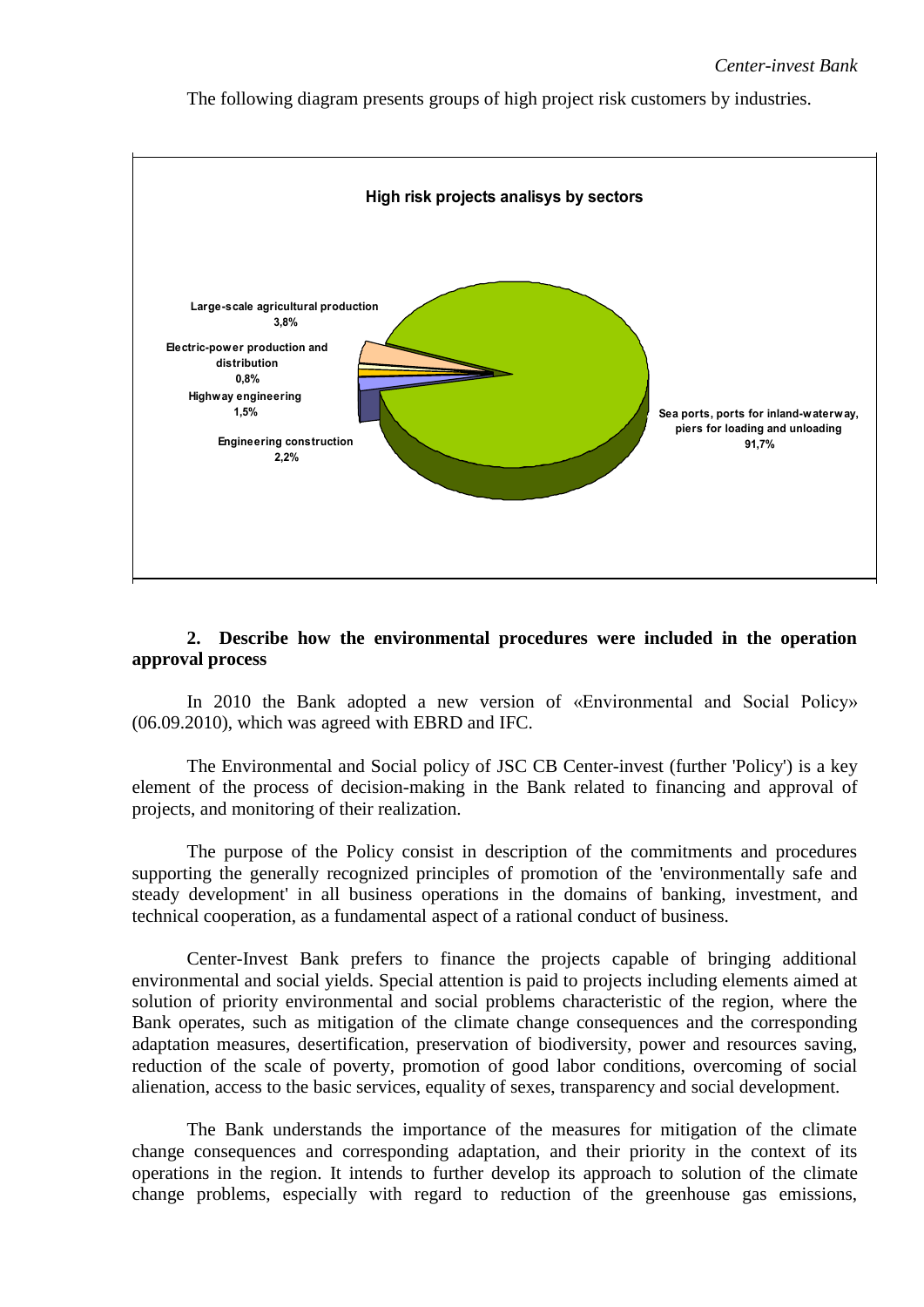The following diagram presents groups of high project risk customers by industries.

**High risk projects analisys by sectors**

| Sector | Share |
|---|---|
| Sea ports, ports for inland-waterway, piers for loading and unloading | 91,7% |
| Large-scale agricultural production | 3,8% |
| Engineering construction | 2,2% |
| Highway engineering | 1,5% |
| Electric-power production and distribution | 0,8% |

### 2. Describe how the environmental procedures were included in the operation approval process

In 2010 the Bank adopted a new version of «Environmental and Social Policy» (06.09.2010), which was agreed with EBRD and IFC.

The Environmental and Social policy of JSC CB Center-invest (further 'Policy') is a key element of the process of decision-making in the Bank related to financing and approval of projects, and monitoring of their realization.

The purpose of the Policy consist in description of the commitments and procedures supporting the generally recognized principles of promotion of the 'environmentally safe and steady development' in all business operations in the domains of banking, investment, and technical cooperation, as a fundamental aspect of a rational conduct of business.

Center-Invest Bank prefers to finance the projects capable of bringing additional environmental and social yields. Special attention is paid to projects including elements aimed at solution of priority environmental and social problems characteristic of the region, where the Bank operates, such as mitigation of the climate change consequences and the corresponding adaptation measures, desertification, preservation of biodiversity, power and resources saving, reduction of the scale of poverty, promotion of good labor conditions, overcoming of social alienation, access to the basic services, equality of sexes, transparency and social development.

The Bank understands the importance of the measures for mitigation of the climate change consequences and corresponding adaptation, and their priority in the context of its operations in the region. It intends to further develop its approach to solution of the climate change problems, especially with regard to reduction of the greenhouse gas emissions,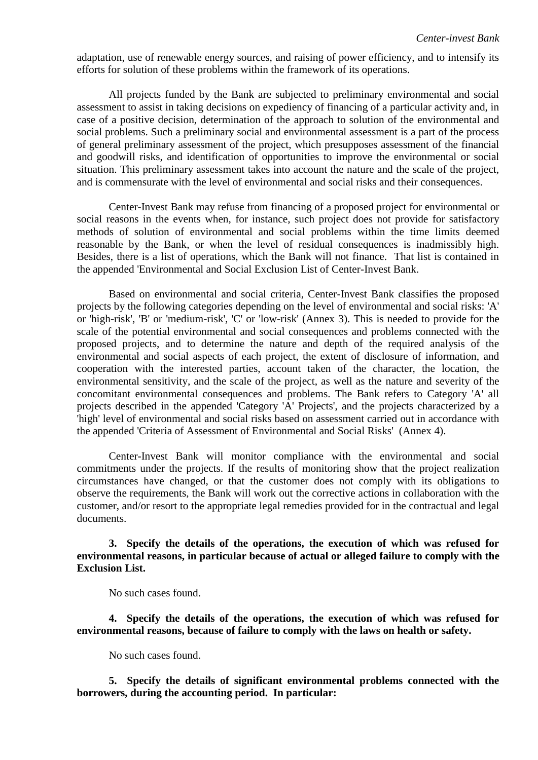adaptation, use of renewable energy sources, and raising of power efficiency, and to intensify its efforts for solution of these problems within the framework of its operations.

All projects funded by the Bank are subjected to preliminary environmental and social assessment to assist in taking decisions on expediency of financing of a particular activity and, in case of a positive decision, determination of the approach to solution of the environmental and social problems. Such a preliminary social and environmental assessment is a part of the process of general preliminary assessment of the project, which presupposes assessment of the financial and goodwill risks, and identification of opportunities to improve the environmental or social situation. This preliminary assessment takes into account the nature and the scale of the project, and is commensurate with the level of environmental and social risks and their consequences.

Center-Invest Bank may refuse from financing of a proposed project for environmental or social reasons in the events when, for instance, such project does not provide for satisfactory methods of solution of environmental and social problems within the time limits deemed reasonable by the Bank, or when the level of residual consequences is inadmissibly high. Besides, there is a list of operations, which the Bank will not finance. That list is contained in the appended 'Environmental and Social Exclusion List of Center-Invest Bank.

Based on environmental and social criteria, Center-Invest Bank classifies the proposed projects by the following categories depending on the level of environmental and social risks: 'A' or 'high-risk', 'B' or 'medium-risk', 'C' or 'low-risk' (Annex 3). This is needed to provide for the scale of the potential environmental and social consequences and problems connected with the proposed projects, and to determine the nature and depth of the required analysis of the environmental and social aspects of each project, the extent of disclosure of information, and cooperation with the interested parties, account taken of the character, the location, the environmental sensitivity, and the scale of the project, as well as the nature and severity of the concomitant environmental consequences and problems. The Bank refers to Category 'A' all projects described in the appended 'Category 'A' Projects', and the projects characterized by a 'high' level of environmental and social risks based on assessment carried out in accordance with the appended 'Criteria of Assessment of Environmental and Social Risks' (Annex 4).

Center-Invest Bank will monitor compliance with the environmental and social commitments under the projects. If the results of monitoring show that the project realization circumstances have changed, or that the customer does not comply with its obligations to observe the requirements, the Bank will work out the corrective actions in collaboration with the customer, and/or resort to the appropriate legal remedies provided for in the contractual and legal documents.

**3. Specify the details of the operations, the execution of which was refused for environmental reasons, in particular because of actual or alleged failure to comply with the Exclusion List.**

No such cases found.

**4. Specify the details of the operations, the execution of which was refused for environmental reasons, because of failure to comply with the laws on health or safety.**

No such cases found.

**5. Specify the details of significant environmental problems connected with the borrowers, during the accounting period. In particular:**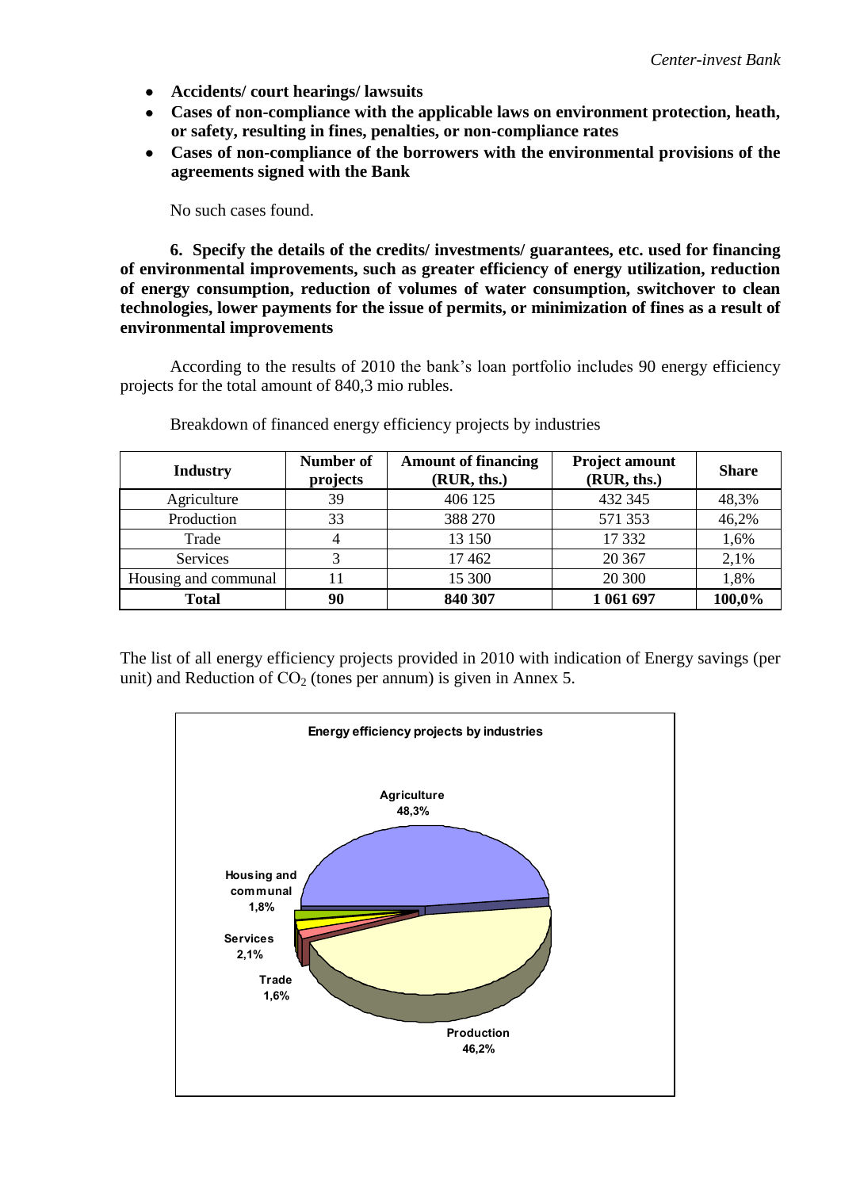- **Accidents/ court hearings/ lawsuits**
- **Cases of non-compliance with the applicable laws on environment protection, heath, or safety, resulting in fines, penalties, or non-compliance rates**
- **Cases of non-compliance of the borrowers with the environmental provisions of the agreements signed with the Bank**

No such cases found.

**6. Specify the details of the credits/ investments/ guarantees, etc. used for financing of environmental improvements, such as greater efficiency of energy utilization, reduction of energy consumption, reduction of volumes of water consumption, switchover to clean technologies, lower payments for the issue of permits, or minimization of fines as a result of environmental improvements**

According to the results of 2010 the bank's loan portfolio includes 90 energy efficiency projects for the total amount of 840,3 mio rubles.

Breakdown of financed energy efficiency projects by industries

| Industry | Number of projects | Amount of financing (RUR, ths.) | Project amount (RUR, ths.) | Share |
|---|---|---|---|---|
| Agriculture | 39 | 406 125 | 432 345 | 48,3% |
| Production | 33 | 388 270 | 571 353 | 46,2% |
| Trade | 4 | 13 150 | 17 332 | 1,6% |
| Services | 3 | 17 462 | 20 367 | 2,1% |
| Housing and communal | 11 | 15 300 | 20 300 | 1,8% |
| **Total** | **90** | **840 307** | **1 061 697** | **100,0%** |

The list of all energy efficiency projects provided in 2010 with indication of Energy savings (per unit) and Reduction of $CO_2$ (tones per annum) is given in Annex 5.

**Energy efficiency projects by industries**

Agriculture 48,3%; Production 46,2%; Trade 1,6%; Services 2,1%; Housing and communal 1,8%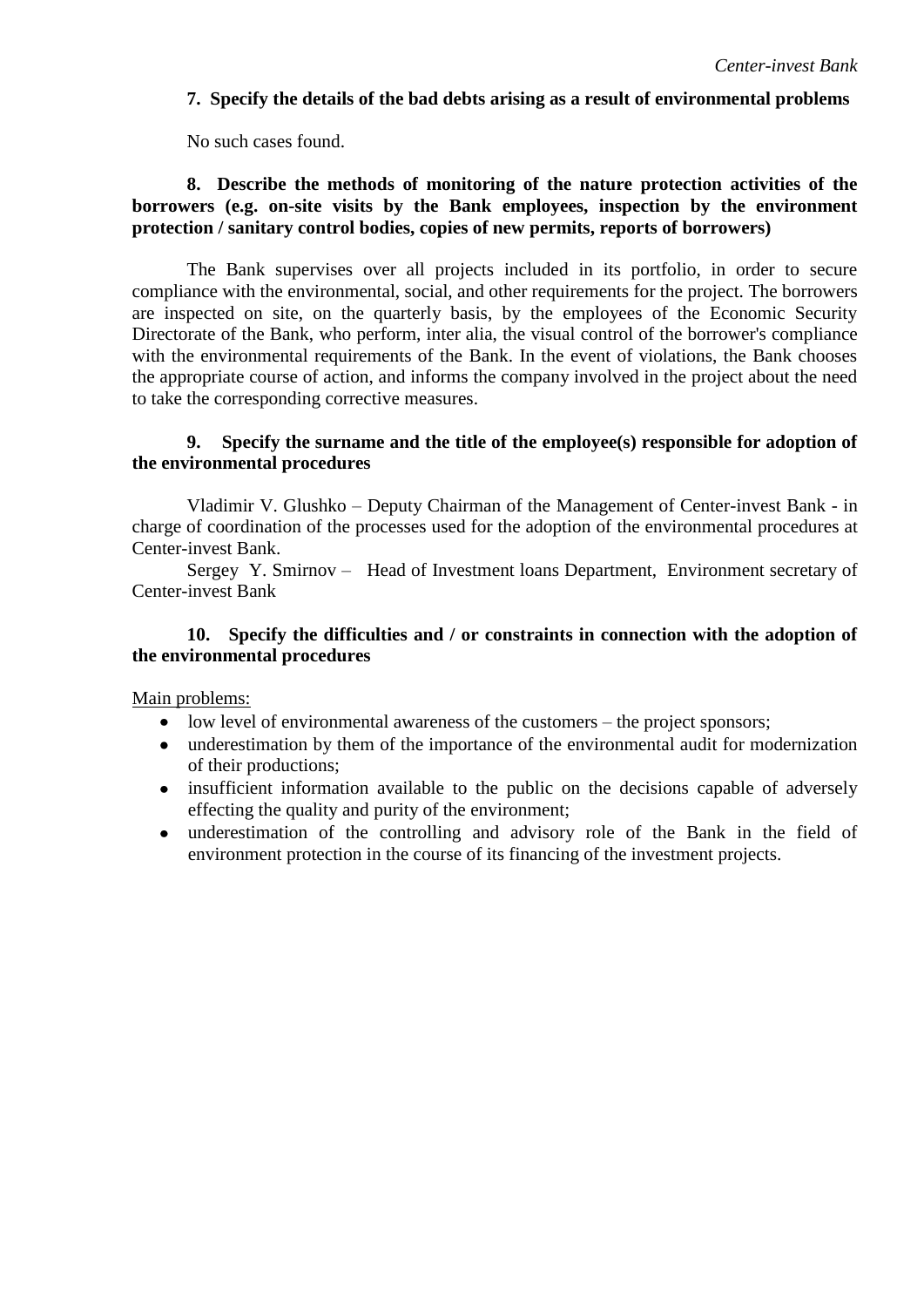**7. Specify the details of the bad debts arising as a result of environmental problems**

No such cases found.

**8. Describe the methods of monitoring of the nature protection activities of the borrowers (e.g. on-site visits by the Bank employees, inspection by the environment protection / sanitary control bodies, copies of new permits, reports of borrowers)**

The Bank supervises over all projects included in its portfolio, in order to secure compliance with the environmental, social, and other requirements for the project. The borrowers are inspected on site, on the quarterly basis, by the employees of the Economic Security Directorate of the Bank, who perform, inter alia, the visual control of the borrower's compliance with the environmental requirements of the Bank. In the event of violations, the Bank chooses the appropriate course of action, and informs the company involved in the project about the need to take the corresponding corrective measures.

**9. Specify the surname and the title of the employee(s) responsible for adoption of the environmental procedures**

Vladimir V. Glushko – Deputy Chairman of the Management of Center-invest Bank - in charge of coordination of the processes used for the adoption of the environmental procedures at Center-invest Bank.

Sergey Y. Smirnov – Head of Investment loans Department, Environment secretary of Center-invest Bank

**10. Specify the difficulties and / or constraints in connection with the adoption of the environmental procedures**

Main problems:

- low level of environmental awareness of the customers – the project sponsors;
- underestimation by them of the importance of the environmental audit for modernization of their productions;
- insufficient information available to the public on the decisions capable of adversely effecting the quality and purity of the environment;
- underestimation of the controlling and advisory role of the Bank in the field of environment protection in the course of its financing of the investment projects.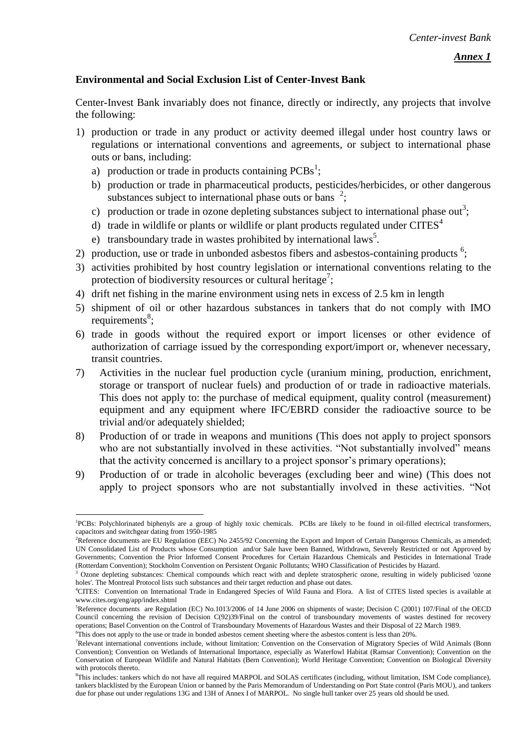*Annex 1*

### Environmental and Social Exclusion List of Center-Invest Bank

Center-Invest Bank invariably does not finance, directly or indirectly, any projects that involve the following:

1) production or trade in any product or activity deemed illegal under host country laws or regulations or international conventions and agreements, or subject to international phase outs or bans, including:
   a) production or trade in products containing PCBs[1];
   b) production or trade in pharmaceutical products, pesticides/herbicides, or other dangerous substances subject to international phase outs or bans [2];
   c) production or trade in ozone depleting substances subject to international phase out[3];
   d) trade in wildlife or plants or wildlife or plant products regulated under CITES[4]
   e) transboundary trade in wastes prohibited by international laws[5].
2) production, use or trade in unbonded asbestos fibers and asbestos-containing products [6];
3) activities prohibited by host country legislation or international conventions relating to the protection of biodiversity resources or cultural heritage[7];
4) drift net fishing in the marine environment using nets in excess of 2.5 km in length
5) shipment of oil or other hazardous substances in tankers that do not comply with IMO requirements[8];
6) trade in goods without the required export or import licenses or other evidence of authorization of carriage issued by the corresponding export/import or, whenever necessary, transit countries.
7) Activities in the nuclear fuel production cycle (uranium mining, production, enrichment, storage or transport of nuclear fuels) and production of or trade in radioactive materials. This does not apply to: the purchase of medical equipment, quality control (measurement) equipment and any equipment where IFC/EBRD consider the radioactive source to be trivial and/or adequately shielded;
8) Production of or trade in weapons and munitions (This does not apply to project sponsors who are not substantially involved in these activities. "Not substantially involved" means that the activity concerned is ancillary to a project sponsor's primary operations);
9) Production of or trade in alcoholic beverages (excluding beer and wine) (This does not apply to project sponsors who are not substantially involved in these activities. "Not

---

[1] PCBs: Polychlorinated biphenyls are a group of highly toxic chemicals. PCBs are likely to be found in oil-filled electrical transformers, capacitors and switchgear dating from 1950-1985

[2] Reference documents are EU Regulation (EEC) No 2455/92 Concerning the Export and Import of Certain Dangerous Chemicals, as amended; UN Consolidated List of Products whose Consumption and/or Sale have been Banned, Withdrawn, Severely Restricted or not Approved by Governments; Convention the Prior Informed Consent Procedures for Certain Hazardous Chemicals and Pesticides in International Trade (Rotterdam Convention); Stockholm Convention on Persistent Organic Pollutants; WHO Classification of Pesticides by Hazard.

[3] Ozone depleting substances: Chemical compounds which react with and deplete stratospheric ozone, resulting in widely publicised 'ozone holes'. The Montreal Protocol lists such substances and their target reduction and phase out dates.

[4] CITES: Convention on International Trade in Endangered Species of Wild Fauna and Flora. A list of CITES listed species is available at www.cites.org/eng/app/index.shtml

[5] Reference documents are Regulation (EC) No.1013/2006 of 14 June 2006 on shipments of waste; Decision C (2001) 107/Final of the OECD Council concerning the revision of Decision C(92)39/Final on the control of transboundary movements of wastes destined for recovery operations; Basel Convention on the Control of Transboundary Movements of Hazardous Wastes and their Disposal of 22 March 1989.

[6] This does not apply to the use or trade in bonded asbestos cement sheeting where the asbestos content is less than 20%.

[7] Relevant international conventions include, without limitation: Convention on the Conservation of Migratory Species of Wild Animals (Bonn Convention); Convention on Wetlands of International Importance, especially as Waterfowl Habitat (Ramsar Convention); Convention on the Conservation of European Wildlife and Natural Habitats (Bern Convention); World Heritage Convention; Convention on Biological Diversity with protocols thereto.

[8] This includes: tankers which do not have all required MARPOL and SOLAS certificates (including, without limitation, ISM Code compliance), tankers blacklisted by the European Union or banned by the Paris Memorandum of Understanding on Port State control (Paris MOU), and tankers due for phase out under regulations 13G and 13H of Annex I of MARPOL. No single hull tanker over 25 years old should be used.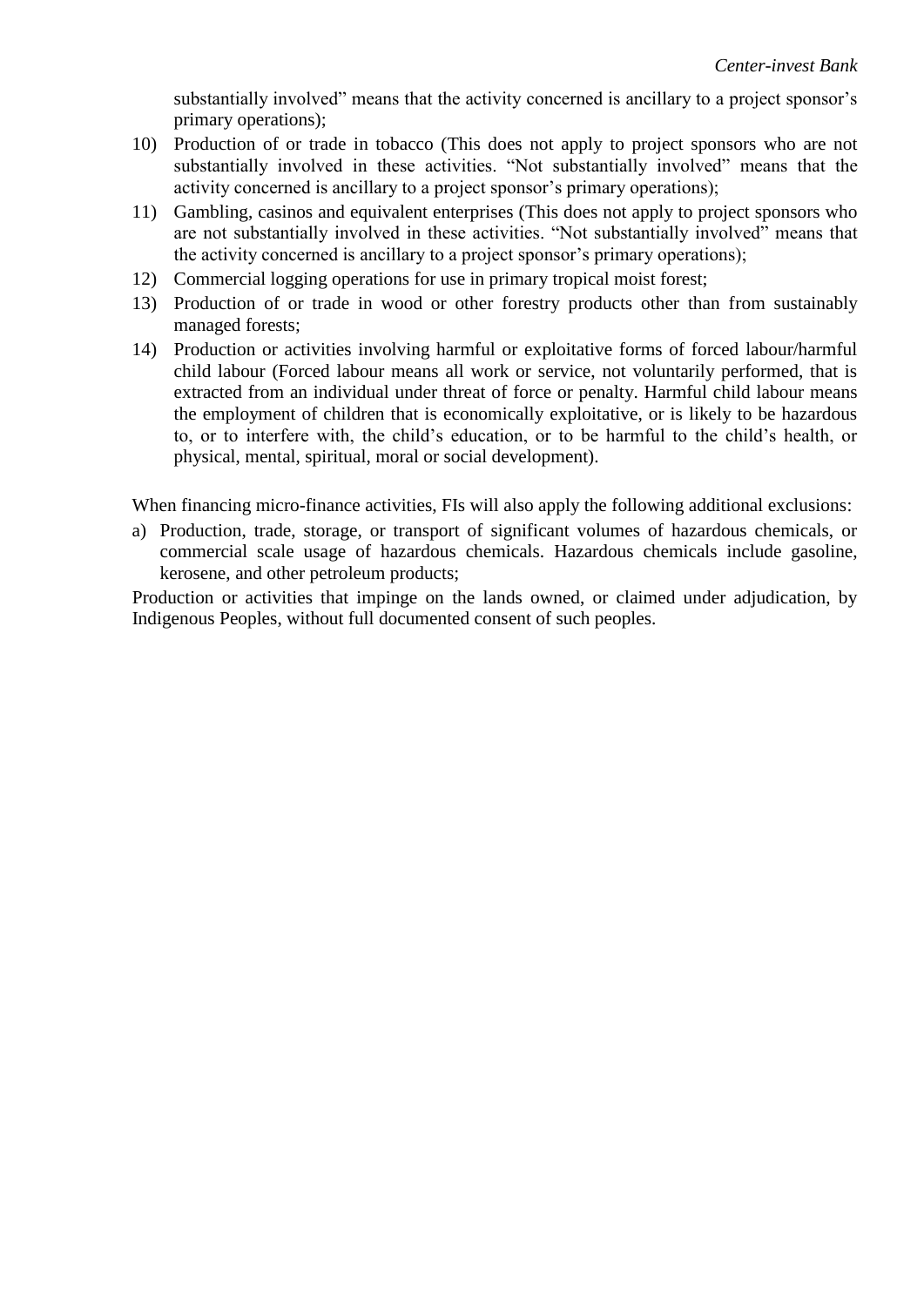substantially involved” means that the activity concerned is ancillary to a project sponsor’s primary operations);

10) Production of or trade in tobacco (This does not apply to project sponsors who are not substantially involved in these activities. “Not substantially involved” means that the activity concerned is ancillary to a project sponsor’s primary operations);
11) Gambling, casinos and equivalent enterprises (This does not apply to project sponsors who are not substantially involved in these activities. “Not substantially involved” means that the activity concerned is ancillary to a project sponsor’s primary operations);
12) Commercial logging operations for use in primary tropical moist forest;
13) Production of or trade in wood or other forestry products other than from sustainably managed forests;
14) Production or activities involving harmful or exploitative forms of forced labour/harmful child labour (Forced labour means all work or service, not voluntarily performed, that is extracted from an individual under threat of force or penalty. Harmful child labour means the employment of children that is economically exploitative, or is likely to be hazardous to, or to interfere with, the child’s education, or to be harmful to the child’s health, or physical, mental, spiritual, moral or social development).

When financing micro-finance activities, FIs will also apply the following additional exclusions:

a) Production, trade, storage, or transport of significant volumes of hazardous chemicals, or commercial scale usage of hazardous chemicals. Hazardous chemicals include gasoline, kerosene, and other petroleum products;

Production or activities that impinge on the lands owned, or claimed under adjudication, by Indigenous Peoples, without full documented consent of such peoples.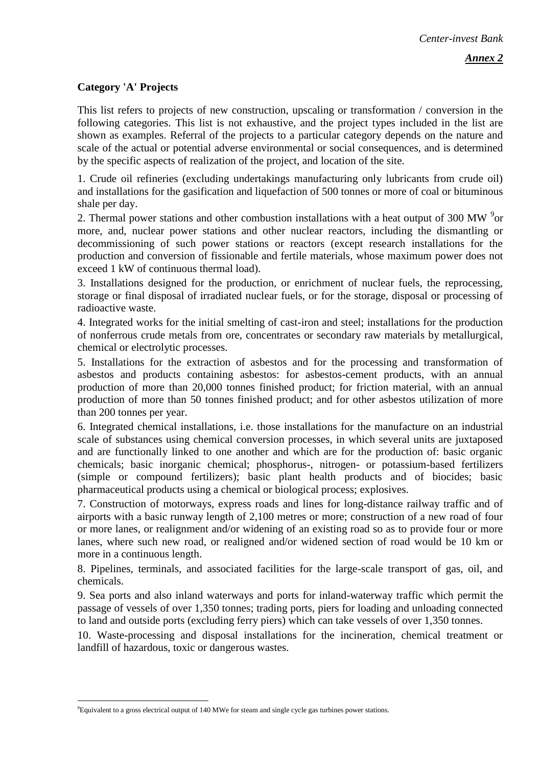*Center-invest Bank*

***Annex 2***

**Category 'A' Projects**

This list refers to projects of new construction, upscaling or transformation / conversion in the following categories. This list is not exhaustive, and the project types included in the list are shown as examples. Referral of the projects to a particular category depends on the nature and scale of the actual or potential adverse environmental or social consequences, and is determined by the specific aspects of realization of the project, and location of the site.

1. Crude oil refineries (excluding undertakings manufacturing only lubricants from crude oil) and installations for the gasification and liquefaction of 500 tonnes or more of coal or bituminous shale per day.

2. Thermal power stations and other combustion installations with a heat output of 300 MW [9]or more, and, nuclear power stations and other nuclear reactors, including the dismantling or decommissioning of such power stations or reactors (except research installations for the production and conversion of fissionable and fertile materials, whose maximum power does not exceed 1 kW of continuous thermal load).

3. Installations designed for the production, or enrichment of nuclear fuels, the reprocessing, storage or final disposal of irradiated nuclear fuels, or for the storage, disposal or processing of radioactive waste.

4. Integrated works for the initial smelting of cast-iron and steel; installations for the production of nonferrous crude metals from ore, concentrates or secondary raw materials by metallurgical, chemical or electrolytic processes.

5. Installations for the extraction of asbestos and for the processing and transformation of asbestos and products containing asbestos: for asbestos-cement products, with an annual production of more than 20,000 tonnes finished product; for friction material, with an annual production of more than 50 tonnes finished product; and for other asbestos utilization of more than 200 tonnes per year.

6. Integrated chemical installations, i.e. those installations for the manufacture on an industrial scale of substances using chemical conversion processes, in which several units are juxtaposed and are functionally linked to one another and which are for the production of: basic organic chemicals; basic inorganic chemical; phosphorus-, nitrogen- or potassium-based fertilizers (simple or compound fertilizers); basic plant health products and of biocides; basic pharmaceutical products using a chemical or biological process; explosives.

7. Construction of motorways, express roads and lines for long-distance railway traffic and of airports with a basic runway length of 2,100 metres or more; construction of a new road of four or more lanes, or realignment and/or widening of an existing road so as to provide four or more lanes, where such new road, or realigned and/or widened section of road would be 10 km or more in a continuous length.

8. Pipelines, terminals, and associated facilities for the large-scale transport of gas, oil, and chemicals.

9. Sea ports and also inland waterways and ports for inland-waterway traffic which permit the passage of vessels of over 1,350 tonnes; trading ports, piers for loading and unloading connected to land and outside ports (excluding ferry piers) which can take vessels of over 1,350 tonnes.

10. Waste-processing and disposal installations for the incineration, chemical treatment or landfill of hazardous, toxic or dangerous wastes.

---

[9]Equivalent to a gross electrical output of 140 MWe for steam and single cycle gas turbines power stations.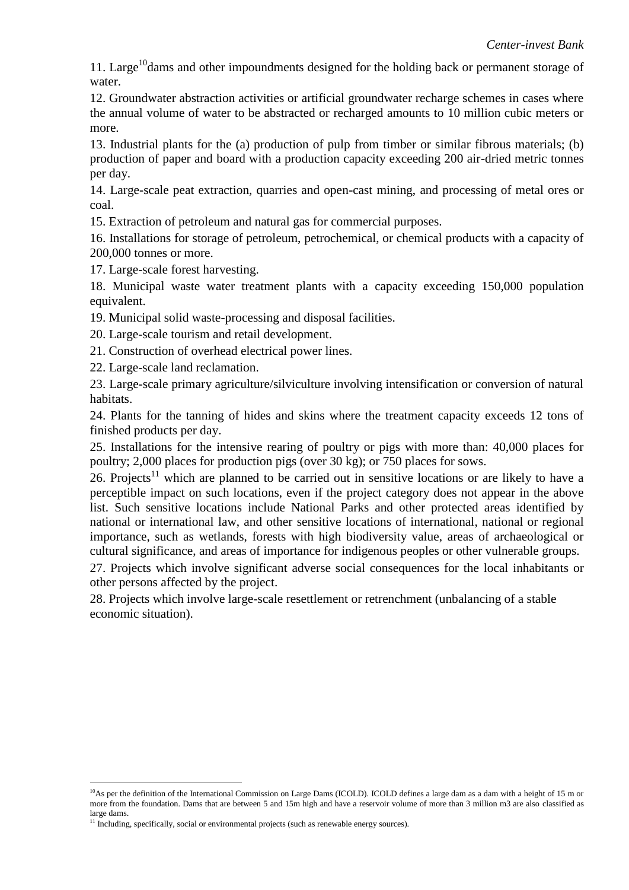11. Large[10] dams and other impoundments designed for the holding back or permanent storage of water.

12. Groundwater abstraction activities or artificial groundwater recharge schemes in cases where the annual volume of water to be abstracted or recharged amounts to 10 million cubic meters or more.

13. Industrial plants for the (a) production of pulp from timber or similar fibrous materials; (b) production of paper and board with a production capacity exceeding 200 air-dried metric tonnes per day.

14. Large-scale peat extraction, quarries and open-cast mining, and processing of metal ores or coal.

15. Extraction of petroleum and natural gas for commercial purposes.

16. Installations for storage of petroleum, petrochemical, or chemical products with a capacity of 200,000 tonnes or more.

17. Large-scale forest harvesting.

18. Municipal waste water treatment plants with a capacity exceeding 150,000 population equivalent.

19. Municipal solid waste-processing and disposal facilities.

20. Large-scale tourism and retail development.

21. Construction of overhead electrical power lines.

22. Large-scale land reclamation.

23. Large-scale primary agriculture/silviculture involving intensification or conversion of natural habitats.

24. Plants for the tanning of hides and skins where the treatment capacity exceeds 12 tons of finished products per day.

25. Installations for the intensive rearing of poultry or pigs with more than: 40,000 places for poultry; 2,000 places for production pigs (over 30 kg); or 750 places for sows.

26. Projects[11] which are planned to be carried out in sensitive locations or are likely to have a perceptible impact on such locations, even if the project category does not appear in the above list. Such sensitive locations include National Parks and other protected areas identified by national or international law, and other sensitive locations of international, national or regional importance, such as wetlands, forests with high biodiversity value, areas of archaeological or cultural significance, and areas of importance for indigenous peoples or other vulnerable groups.

27. Projects which involve significant adverse social consequences for the local inhabitants or other persons affected by the project.

28. Projects which involve large-scale resettlement or retrenchment (unbalancing of a stable economic situation).

---

[10] As per the definition of the International Commission on Large Dams (ICOLD). ICOLD defines a large dam as a dam with a height of 15 m or more from the foundation. Dams that are between 5 and 15m high and have a reservoir volume of more than 3 million m3 are also classified as large dams.

[11] Including, specifically, social or environmental projects (such as renewable energy sources).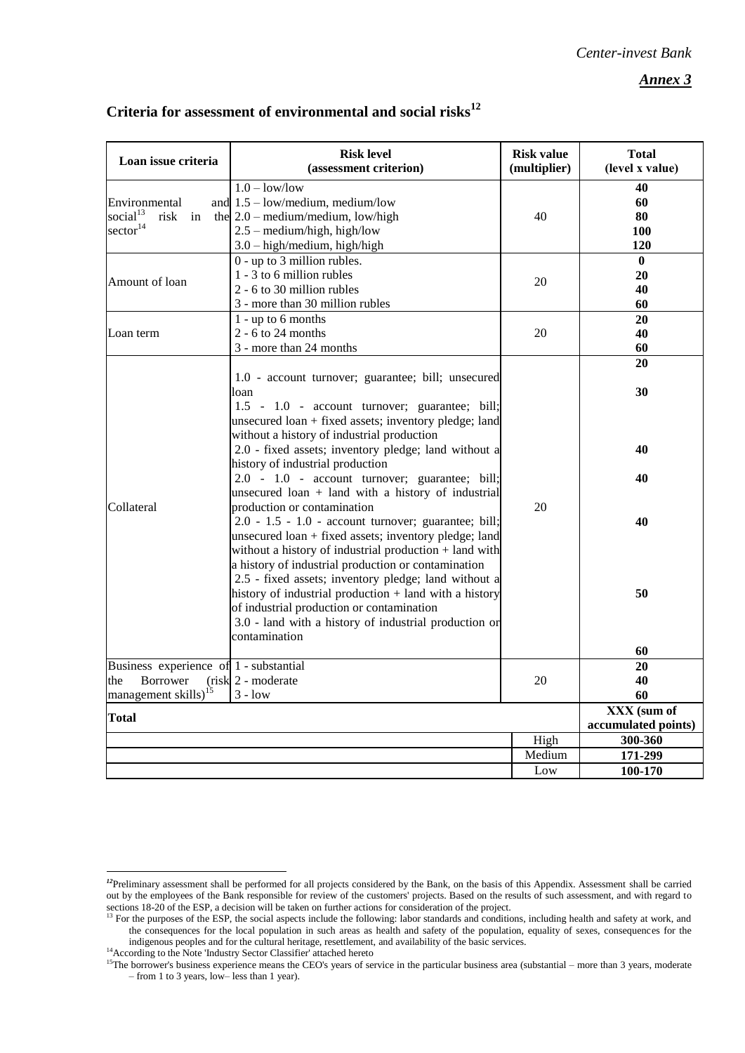*Center-invest Bank*

***Annex 3***

## Criteria for assessment of environmental and social risks[12]

| Loan issue criteria | Risk level (assessment criterion) | Risk value (multiplier) | Total (level x value) |
|---|---|---|---|
| Environmental and social[13] risk in the sector[14] | 1.0 – low/low<br>1.5 – low/medium, medium/low<br>2.0 – medium/medium, low/high<br>2.5 – medium/high, high/low<br>3.0 – high/medium, high/high | 40 | **40**<br>**60**<br>**80**<br>**100**<br>**120** |
| Amount of loan | 0 - up to 3 million rubles.<br>1 - 3 to 6 million rubles<br>2 - 6 to 30 million rubles<br>3 - more than 30 million rubles | 20 | **0**<br>**20**<br>**40**<br>**60** |
| Loan term | 1 - up to 6 months<br>2 - 6 to 24 months<br>3 - more than 24 months | 20 | **20**<br>**40**<br>**60** |
| Collateral | 1.0 - account turnover; guarantee; bill; unsecured loan<br>1.5 - 1.0 - account turnover; guarantee; bill; unsecured loan + fixed assets; inventory pledge; land without a history of industrial production<br>2.0 - fixed assets; inventory pledge; land without a history of industrial production<br>2.0 - 1.0 - account turnover; guarantee; bill; unsecured loan + land with a history of industrial production or contamination<br>2.0 - 1.5 - 1.0 - account turnover; guarantee; bill; unsecured loan + fixed assets; inventory pledge; land without a history of industrial production + land with a history of industrial production or contamination<br>2.5 - fixed assets; inventory pledge; land without a history of industrial production + land with a history of industrial production or contamination<br>3.0 - land with a history of industrial production or contamination | 20 | **20**<br>**30**<br>**40**<br>**40**<br>**40**<br>**50**<br>**60** |
| Business experience of the Borrower (risk management skills)[15] | 1 - substantial<br>2 - moderate<br>3 - low | 20 | **20**<br>**40**<br>**60** |
| **Total** | | | **XXX (sum of accumulated points)** |
| | | High | **300-360** |
| | | Medium | **171-299** |
| | | Low | **100-170** |

---

[12] Preliminary assessment shall be performed for all projects considered by the Bank, on the basis of this Appendix. Assessment shall be carried out by the employees of the Bank responsible for review of the customers' projects. Based on the results of such assessment, and with regard to sections 18-20 of the ESP, a decision will be taken on further actions for consideration of the project.

[13] For the purposes of the ESP, the social aspects include the following: labor standards and conditions, including health and safety at work, and the consequences for the local population in such areas as health and safety of the population, equality of sexes, consequences for the indigenous peoples and for the cultural heritage, resettlement, and availability of the basic services.

[14] According to the Note 'Industry Sector Classifier' attached hereto

[15] The borrower's business experience means the CEO's years of service in the particular business area (substantial – more than 3 years, moderate – from 1 to 3 years, low– less than 1 year).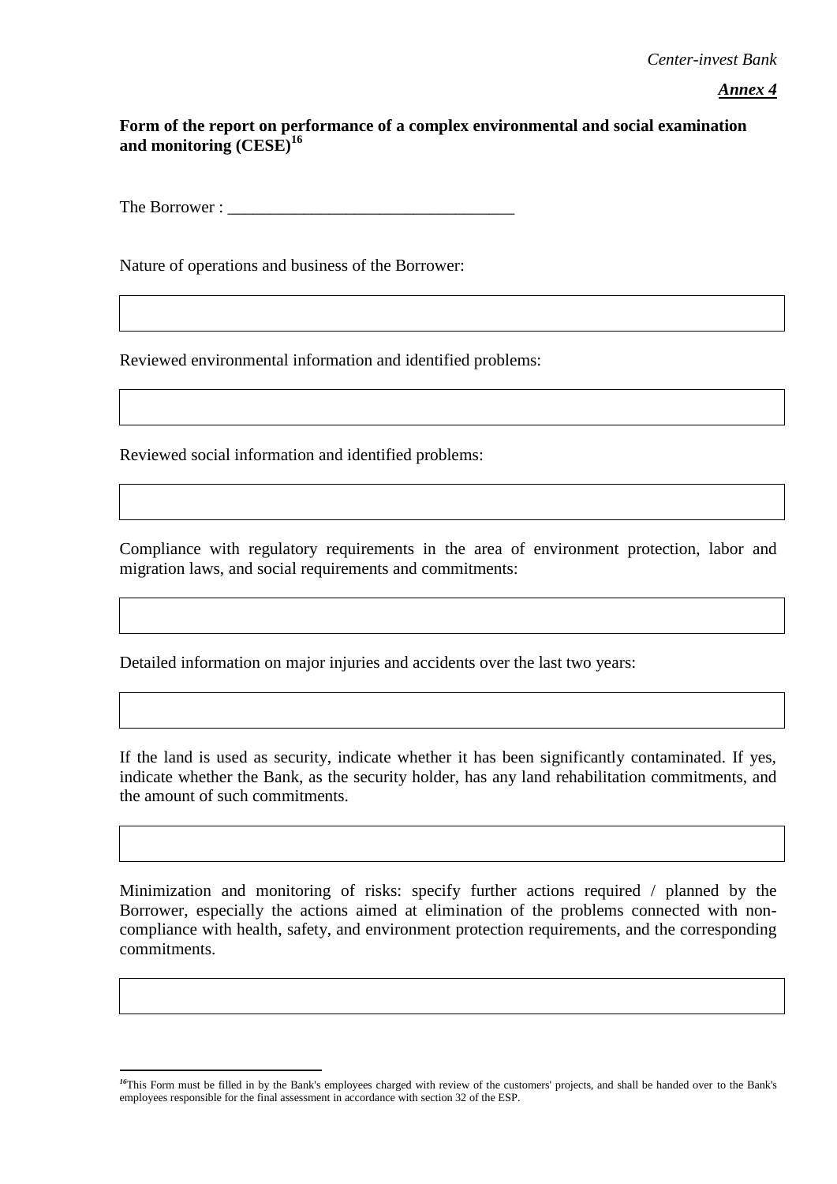*Center-invest Bank*

***Annex 4***

**Form of the report on performance of a complex environmental and social examination and monitoring (CESE)**[16]

The Borrower : ___________________________________

Nature of operations and business of the Borrower:

| |
|---|
| |

Reviewed environmental information and identified problems:

| |
|---|
| |

Reviewed social information and identified problems:

| |
|---|
| |

Compliance with regulatory requirements in the area of environment protection, labor and migration laws, and social requirements and commitments:

| |
|---|
| |

Detailed information on major injuries and accidents over the last two years:

| |
|---|
| |

If the land is used as security, indicate whether it has been significantly contaminated. If yes, indicate whether the Bank, as the security holder, has any land rehabilitation commitments, and the amount of such commitments.

| |
|---|
| |

Minimization and monitoring of risks: specify further actions required / planned by the Borrower, especially the actions aimed at elimination of the problems connected with non-compliance with health, safety, and environment protection requirements, and the corresponding commitments.

| |
|---|
| |

---

[16] This Form must be filled in by the Bank's employees charged with review of the customers' projects, and shall be handed over to the Bank's employees responsible for the final assessment in accordance with section 32 of the ESP.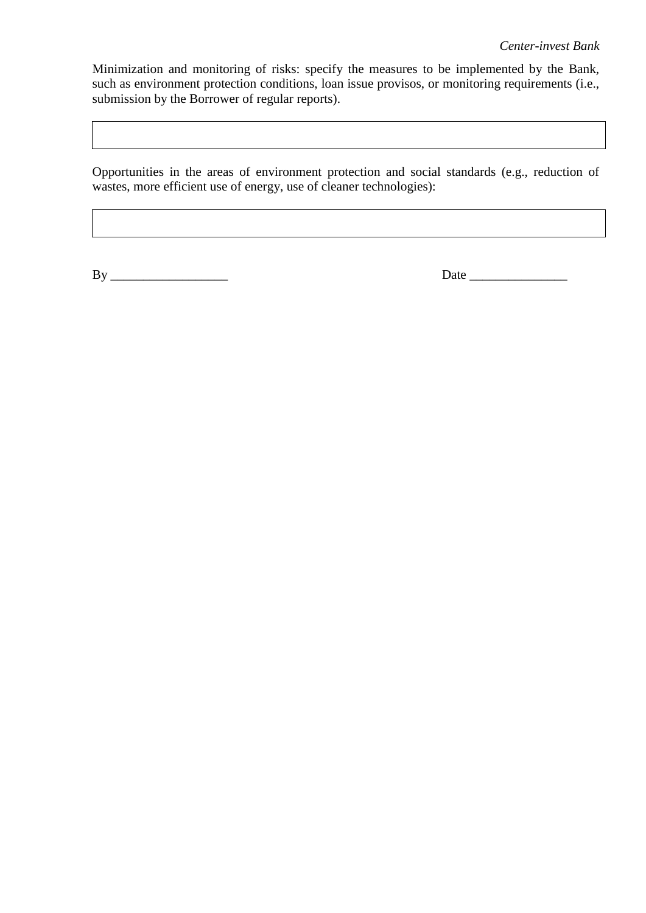Minimization and monitoring of risks: specify the measures to be implemented by the Bank, such as environment protection conditions, loan issue provisos, or monitoring requirements (i.e., submission by the Borrower of regular reports).

| |
|---|
| |

Opportunities in the areas of environment protection and social standards (e.g., reduction of wastes, more efficient use of energy, use of cleaner technologies):

| |
|---|
| |

By __________________ Date _______________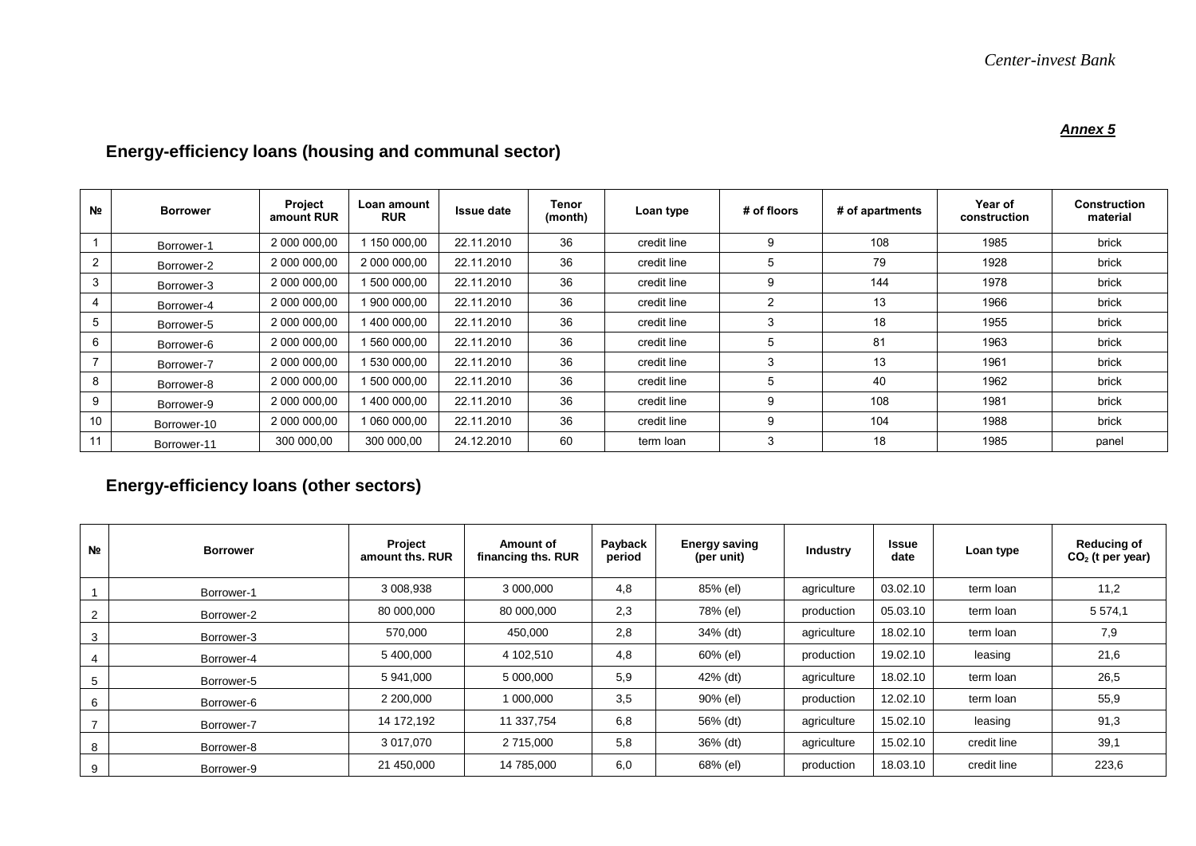*Center-invest Bank*

***Annex 5***

## Energy-efficiency loans (housing and communal sector)

| № | Borrower | Project amount RUR | Loan amount RUR | Issue date | Tenor (month) | Loan type | # of floors | # of apartments | Year of construction | Construction material |
|---|---|---|---|---|---|---|---|---|---|---|
| 1 | Borrower-1 | 2 000 000,00 | 1 150 000,00 | 22.11.2010 | 36 | credit line | 9 | 108 | 1985 | brick |
| 2 | Borrower-2 | 2 000 000,00 | 2 000 000,00 | 22.11.2010 | 36 | credit line | 5 | 79 | 1928 | brick |
| 3 | Borrower-3 | 2 000 000,00 | 1 500 000,00 | 22.11.2010 | 36 | credit line | 9 | 144 | 1978 | brick |
| 4 | Borrower-4 | 2 000 000,00 | 1 900 000,00 | 22.11.2010 | 36 | credit line | 2 | 13 | 1966 | brick |
| 5 | Borrower-5 | 2 000 000,00 | 1 400 000,00 | 22.11.2010 | 36 | credit line | 3 | 18 | 1955 | brick |
| 6 | Borrower-6 | 2 000 000,00 | 1 560 000,00 | 22.11.2010 | 36 | credit line | 5 | 81 | 1963 | brick |
| 7 | Borrower-7 | 2 000 000,00 | 1 530 000,00 | 22.11.2010 | 36 | credit line | 3 | 13 | 1961 | brick |
| 8 | Borrower-8 | 2 000 000,00 | 1 500 000,00 | 22.11.2010 | 36 | credit line | 5 | 40 | 1962 | brick |
| 9 | Borrower-9 | 2 000 000,00 | 1 400 000,00 | 22.11.2010 | 36 | credit line | 9 | 108 | 1981 | brick |
| 10 | Borrower-10 | 2 000 000,00 | 1 060 000,00 | 22.11.2010 | 36 | credit line | 9 | 104 | 1988 | brick |
| 11 | Borrower-11 | 300 000,00 | 300 000,00 | 24.12.2010 | 60 | term loan | 3 | 18 | 1985 | panel |

## Energy-efficiency loans (other sectors)

| № | Borrower | Project amount ths. RUR | Amount of financing ths. RUR | Payback period | Energy saving (per unit) | Industry | Issue date | Loan type | Reducing of $CO_2$ (t per year) |
|---|---|---|---|---|---|---|---|---|---|
| 1 | Borrower-1 | 3 008,938 | 3 000,000 | 4,8 | 85% (el) | agriculture | 03.02.10 | term loan | 11,2 |
| 2 | Borrower-2 | 80 000,000 | 80 000,000 | 2,3 | 78% (el) | production | 05.03.10 | term loan | 5 574,1 |
| 3 | Borrower-3 | 570,000 | 450,000 | 2,8 | 34% (dt) | agriculture | 18.02.10 | term loan | 7,9 |
| 4 | Borrower-4 | 5 400,000 | 4 102,510 | 4,8 | 60% (el) | production | 19.02.10 | leasing | 21,6 |
| 5 | Borrower-5 | 5 941,000 | 5 000,000 | 5,9 | 42% (dt) | agriculture | 18.02.10 | term loan | 26,5 |
| 6 | Borrower-6 | 2 200,000 | 1 000,000 | 3,5 | 90% (el) | production | 12.02.10 | term loan | 55,9 |
| 7 | Borrower-7 | 14 172,192 | 11 337,754 | 6,8 | 56% (dt) | agriculture | 15.02.10 | leasing | 91,3 |
| 8 | Borrower-8 | 3 017,070 | 2 715,000 | 5,8 | 36% (dt) | agriculture | 15.02.10 | credit line | 39,1 |
| 9 | Borrower-9 | 21 450,000 | 14 785,000 | 6,0 | 68% (el) | production | 18.03.10 | credit line | 223,6 |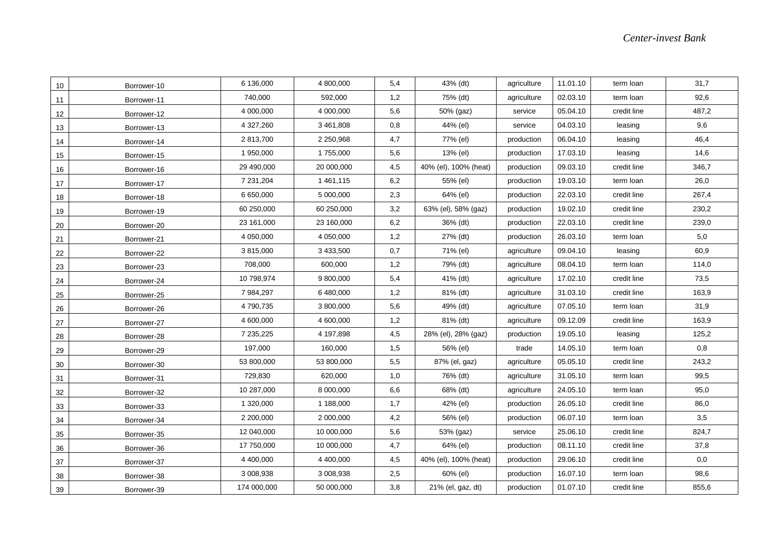| | | | | | | | | | |
|---|---|---|---|---|---|---|---|---|---|
| 10 | Borrower-10 | 6 136,000 | 4 800,000 | 5,4 | 43% (dt) | agriculture | 11.01.10 | term loan | 31,7 |
| 11 | Borrower-11 | 740,000 | 592,000 | 1,2 | 75% (dt) | agriculture | 02.03.10 | term loan | 92,6 |
| 12 | Borrower-12 | 4 000,000 | 4 000,000 | 5,6 | 50% (gaz) | service | 05.04.10 | credit line | 487,2 |
| 13 | Borrower-13 | 4 327,260 | 3 461,808 | 0,8 | 44% (el) | service | 04.03.10 | leasing | 9,6 |
| 14 | Borrower-14 | 2 813,700 | 2 250,968 | 4,7 | 77% (el) | production | 06.04.10 | leasing | 46,4 |
| 15 | Borrower-15 | 1 950,000 | 1 755,000 | 5,6 | 13% (el) | production | 17.03.10 | leasing | 14,6 |
| 16 | Borrower-16 | 29 490,000 | 20 000,000 | 4,5 | 40% (el), 100% (heat) | production | 09.03.10 | credit line | 346,7 |
| 17 | Borrower-17 | 7 231,204 | 1 461,115 | 6,2 | 55% (el) | production | 19.03.10 | term loan | 26,0 |
| 18 | Borrower-18 | 6 650,000 | 5 000,000 | 2,3 | 64% (el) | production | 22.03.10 | credit line | 267,4 |
| 19 | Borrower-19 | 60 250,000 | 60 250,000 | 3,2 | 63% (el), 58% (gaz) | production | 19.02.10 | credit line | 230,2 |
| 20 | Borrower-20 | 23 161,000 | 23 160,000 | 6,2 | 36% (dt) | production | 22.03.10 | credit line | 239,0 |
| 21 | Borrower-21 | 4 050,000 | 4 050,000 | 1,2 | 27% (dt) | production | 26.03.10 | term loan | 5,0 |
| 22 | Borrower-22 | 3 815,000 | 3 433,500 | 0,7 | 71% (el) | agriculture | 09.04.10 | leasing | 60,9 |
| 23 | Borrower-23 | 708,000 | 600,000 | 1,2 | 79% (dt) | agriculture | 08.04.10 | term loan | 114,0 |
| 24 | Borrower-24 | 10 798,974 | 9 800,000 | 5,4 | 41% (dt) | agriculture | 17.02.10 | credit line | 73,5 |
| 25 | Borrower-25 | 7 984,297 | 6 480,000 | 1,2 | 81% (dt) | agriculture | 31.03.10 | credit line | 163,9 |
| 26 | Borrower-26 | 4 790,735 | 3 800,000 | 5,6 | 49% (dt) | agriculture | 07.05.10 | term loan | 31,9 |
| 27 | Borrower-27 | 4 600,000 | 4 600,000 | 1,2 | 81% (dt) | agriculture | 09.12.09 | credit line | 163,9 |
| 28 | Borrower-28 | 7 235,225 | 4 197,898 | 4,5 | 28% (el), 28% (gaz) | production | 19.05.10 | leasing | 125,2 |
| 29 | Borrower-29 | 197,000 | 160,000 | 1,5 | 56% (el) | trade | 14.05.10 | term loan | 0,8 |
| 30 | Borrower-30 | 53 800,000 | 53 800,000 | 5,5 | 87% (el, gaz) | agriculture | 05.05.10 | credit line | 243,2 |
| 31 | Borrower-31 | 729,830 | 620,000 | 1,0 | 76% (dt) | agriculture | 31.05.10 | term loan | 99,5 |
| 32 | Borrower-32 | 10 287,000 | 8 000,000 | 6,6 | 68% (dt) | agriculture | 24.05.10 | term loan | 95,0 |
| 33 | Borrower-33 | 1 320,000 | 1 188,000 | 1,7 | 42% (el) | production | 26.05.10 | credit line | 86,0 |
| 34 | Borrower-34 | 2 200,000 | 2 000,000 | 4,2 | 56% (el) | production | 06.07.10 | term loan | 3,5 |
| 35 | Borrower-35 | 12 040,000 | 10 000,000 | 5,6 | 53% (gaz) | service | 25.06.10 | credit line | 824,7 |
| 36 | Borrower-36 | 17 750,000 | 10 000,000 | 4,7 | 64% (el) | production | 08.11.10 | credit line | 37,8 |
| 37 | Borrower-37 | 4 400,000 | 4 400,000 | 4,5 | 40% (el), 100% (heat) | production | 29.06.10 | credit line | 0,0 |
| 38 | Borrower-38 | 3 008,938 | 3 008,938 | 2,5 | 60% (el) | production | 16.07.10 | term loan | 98,6 |
| 39 | Borrower-39 | 174 000,000 | 50 000,000 | 3,8 | 21% (el, gaz, dt) | production | 01.07.10 | credit line | 855,6 |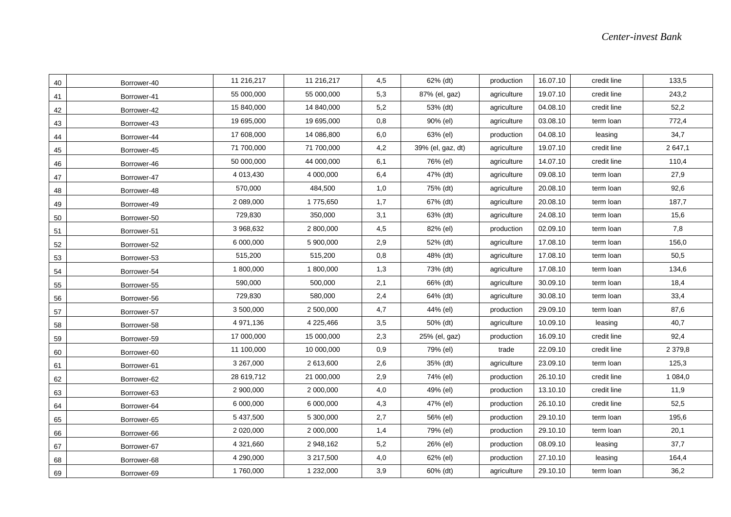| 40 | Borrower-40 | 11 216,217 | 11 216,217 | 4,5 | 62% (dt) | production | 16.07.10 | credit line | 133,5 |
|---|---|---|---|---|---|---|---|---|---|
| 41 | Borrower-41 | 55 000,000 | 55 000,000 | 5,3 | 87% (el, gaz) | agriculture | 19.07.10 | credit line | 243,2 |
| 42 | Borrower-42 | 15 840,000 | 14 840,000 | 5,2 | 53% (dt) | agriculture | 04.08.10 | credit line | 52,2 |
| 43 | Borrower-43 | 19 695,000 | 19 695,000 | 0,8 | 90% (el) | agriculture | 03.08.10 | term loan | 772,4 |
| 44 | Borrower-44 | 17 608,000 | 14 086,800 | 6,0 | 63% (el) | production | 04.08.10 | leasing | 34,7 |
| 45 | Borrower-45 | 71 700,000 | 71 700,000 | 4,2 | 39% (el, gaz, dt) | agriculture | 19.07.10 | credit line | 2 647,1 |
| 46 | Borrower-46 | 50 000,000 | 44 000,000 | 6,1 | 76% (el) | agriculture | 14.07.10 | credit line | 110,4 |
| 47 | Borrower-47 | 4 013,430 | 4 000,000 | 6,4 | 47% (dt) | agriculture | 09.08.10 | term loan | 27,9 |
| 48 | Borrower-48 | 570,000 | 484,500 | 1,0 | 75% (dt) | agriculture | 20.08.10 | term loan | 92,6 |
| 49 | Borrower-49 | 2 089,000 | 1 775,650 | 1,7 | 67% (dt) | agriculture | 20.08.10 | term loan | 187,7 |
| 50 | Borrower-50 | 729,830 | 350,000 | 3,1 | 63% (dt) | agriculture | 24.08.10 | term loan | 15,6 |
| 51 | Borrower-51 | 3 968,632 | 2 800,000 | 4,5 | 82% (el) | production | 02.09.10 | term loan | 7,8 |
| 52 | Borrower-52 | 6 000,000 | 5 900,000 | 2,9 | 52% (dt) | agriculture | 17.08.10 | term loan | 156,0 |
| 53 | Borrower-53 | 515,200 | 515,200 | 0,8 | 48% (dt) | agriculture | 17.08.10 | term loan | 50,5 |
| 54 | Borrower-54 | 1 800,000 | 1 800,000 | 1,3 | 73% (dt) | agriculture | 17.08.10 | term loan | 134,6 |
| 55 | Borrower-55 | 590,000 | 500,000 | 2,1 | 66% (dt) | agriculture | 30.09.10 | term loan | 18,4 |
| 56 | Borrower-56 | 729,830 | 580,000 | 2,4 | 64% (dt) | agriculture | 30.08.10 | term loan | 33,4 |
| 57 | Borrower-57 | 3 500,000 | 2 500,000 | 4,7 | 44% (el) | production | 29.09.10 | term loan | 87,6 |
| 58 | Borrower-58 | 4 971,136 | 4 225,466 | 3,5 | 50% (dt) | agriculture | 10.09.10 | leasing | 40,7 |
| 59 | Borrower-59 | 17 000,000 | 15 000,000 | 2,3 | 25% (el, gaz) | production | 16.09.10 | credit line | 92,4 |
| 60 | Borrower-60 | 11 100,000 | 10 000,000 | 0,9 | 79% (el) | trade | 22.09.10 | credit line | 2 379,8 |
| 61 | Borrower-61 | 3 267,000 | 2 613,600 | 2,6 | 35% (dt) | agriculture | 23.09.10 | term loan | 125,3 |
| 62 | Borrower-62 | 28 619,712 | 21 000,000 | 2,9 | 74% (el) | production | 26.10.10 | credit line | 1 084,0 |
| 63 | Borrower-63 | 2 900,000 | 2 000,000 | 4,0 | 49% (el) | production | 13.10.10 | credit line | 11,9 |
| 64 | Borrower-64 | 6 000,000 | 6 000,000 | 4,3 | 47% (el) | production | 26.10.10 | credit line | 52,5 |
| 65 | Borrower-65 | 5 437,500 | 5 300,000 | 2,7 | 56% (el) | production | 29.10.10 | term loan | 195,6 |
| 66 | Borrower-66 | 2 020,000 | 2 000,000 | 1,4 | 79% (el) | production | 29.10.10 | term loan | 20,1 |
| 67 | Borrower-67 | 4 321,660 | 2 948,162 | 5,2 | 26% (el) | production | 08.09.10 | leasing | 37,7 |
| 68 | Borrower-68 | 4 290,000 | 3 217,500 | 4,0 | 62% (el) | production | 27.10.10 | leasing | 164,4 |
| 69 | Borrower-69 | 1 760,000 | 1 232,000 | 3,9 | 60% (dt) | agriculture | 29.10.10 | term loan | 36,2 |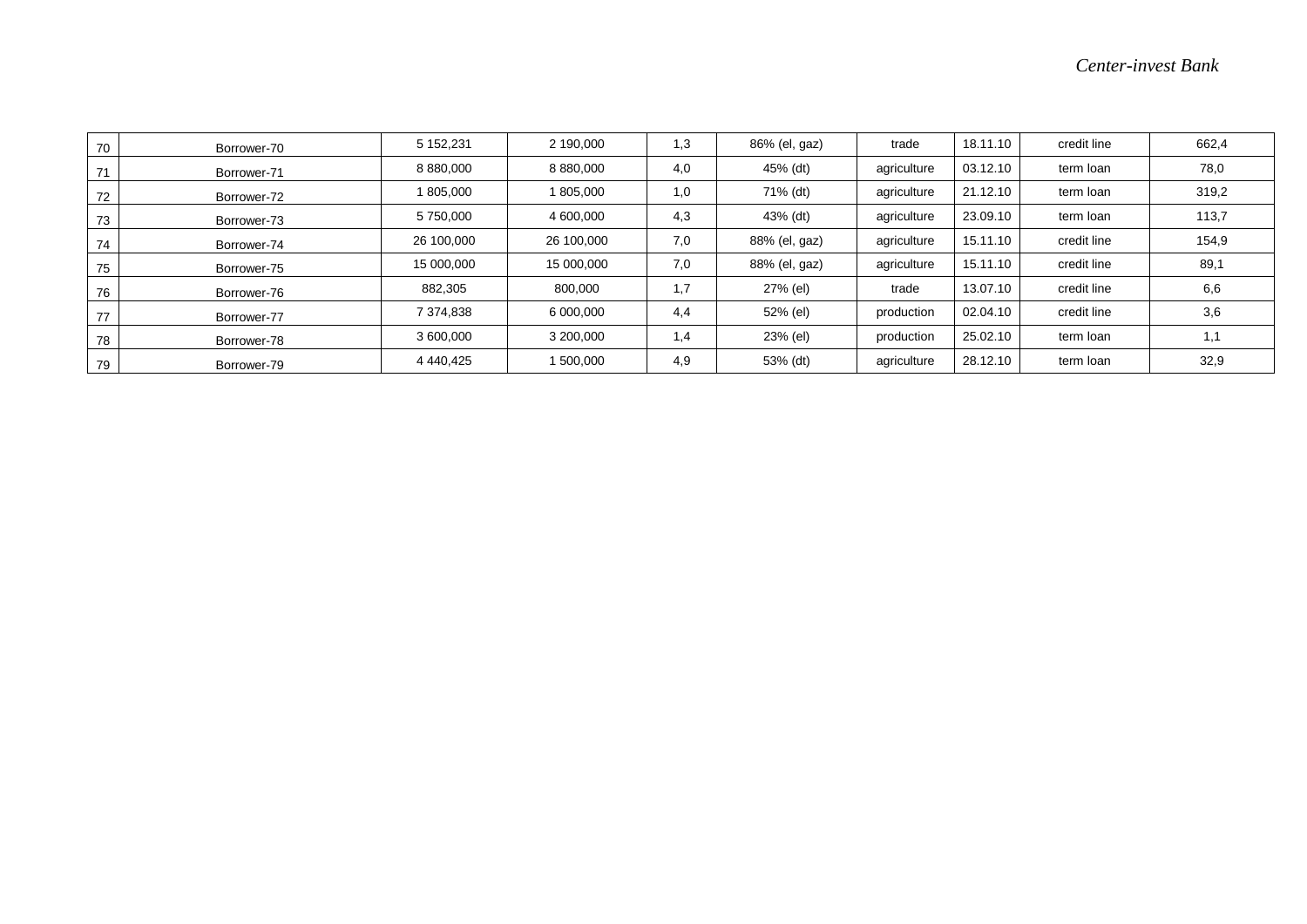| | | | | | | | | | |
|---|---|---|---|---|---|---|---|---|---|
| 70 | Borrower-70 | 5 152,231 | 2 190,000 | 1,3 | 86% (el, gaz) | trade | 18.11.10 | credit line | 662,4 |
| 71 | Borrower-71 | 8 880,000 | 8 880,000 | 4,0 | 45% (dt) | agriculture | 03.12.10 | term loan | 78,0 |
| 72 | Borrower-72 | 1 805,000 | 1 805,000 | 1,0 | 71% (dt) | agriculture | 21.12.10 | term loan | 319,2 |
| 73 | Borrower-73 | 5 750,000 | 4 600,000 | 4,3 | 43% (dt) | agriculture | 23.09.10 | term loan | 113,7 |
| 74 | Borrower-74 | 26 100,000 | 26 100,000 | 7,0 | 88% (el, gaz) | agriculture | 15.11.10 | credit line | 154,9 |
| 75 | Borrower-75 | 15 000,000 | 15 000,000 | 7,0 | 88% (el, gaz) | agriculture | 15.11.10 | credit line | 89,1 |
| 76 | Borrower-76 | 882,305 | 800,000 | 1,7 | 27% (el) | trade | 13.07.10 | credit line | 6,6 |
| 77 | Borrower-77 | 7 374,838 | 6 000,000 | 4,4 | 52% (el) | production | 02.04.10 | credit line | 3,6 |
| 78 | Borrower-78 | 3 600,000 | 3 200,000 | 1,4 | 23% (el) | production | 25.02.10 | term loan | 1,1 |
| 79 | Borrower-79 | 4 440,425 | 1 500,000 | 4,9 | 53% (dt) | agriculture | 28.12.10 | term loan | 32,9 |